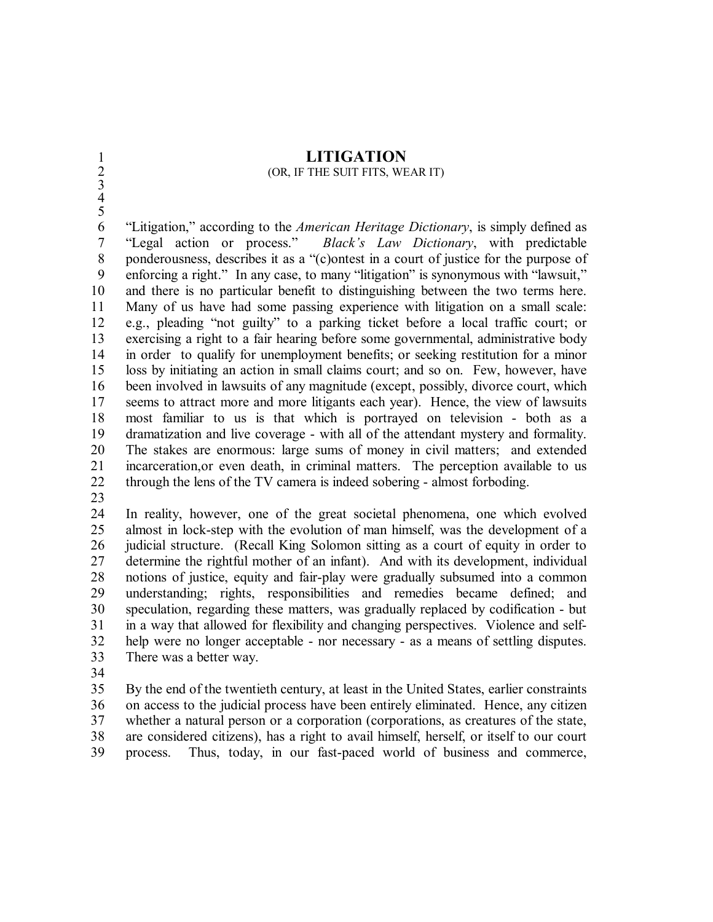# LITIGATION

(OR, IF THE SUIT FITS, WEAR IT)

"Litigation," according to the *American Heritage Dictionary*, is simply defined as "Legal action or process." *Black's Law Dictionary*, with predictable ponderousness, describes it as a "(c)ontest in a court of justice for the purpose of enforcing a right." In any case, to many "litigation" is synonymous with "lawsuit," and there is no particular benefit to distinguishing between the two terms here. Many of us have had some passing experience with litigation on a small scale: e.g., pleading "not guilty" to a parking ticket before a local traffic court; or exercising a right to a fair hearing before some governmental, administrative body in order to qualify for unemployment benefits; or seeking restitution for a minor loss by initiating an action in small claims court; and so on. Few, however, have been involved in lawsuits of any magnitude (except, possibly, divorce court, which seems to attract more and more litigants each year). Hence, the view of lawsuits most familiar to us is that which is portrayed on television - both as a dramatization and live coverage - with all of the attendant mystery and formality. The stakes are enormous: large sums of money in civil matters; and extended incarceration,or even death, in criminal matters. The perception available to us through the lens of the TV camera is indeed sobering - almost forboding.

In reality, however, one of the great societal phenomena, one which evolved almost in lock-step with the evolution of man himself, was the development of a judicial structure. (Recall King Solomon sitting as a court of equity in order to determine the rightful mother of an infant). And with its development, individual notions of justice, equity and fair-play were gradually subsumed into a common understanding; rights, responsibilities and remedies became defined; and speculation, regarding these matters, was gradually replaced by codification - but in a way that allowed for flexibility and changing perspectives. Violence and self-help were no longer acceptable - nor necessary - as a means of settling disputes. There was a better way.

By the end of the twentieth century, at least in the United States, earlier constraints on access to the judicial process have been entirely eliminated. Hence, any citizen whether a natural person or a corporation (corporations, as creatures of the state, are considered citizens), has a right to avail himself, herself, or itself to our court process. Thus, today, in our fast-paced world of business and commerce,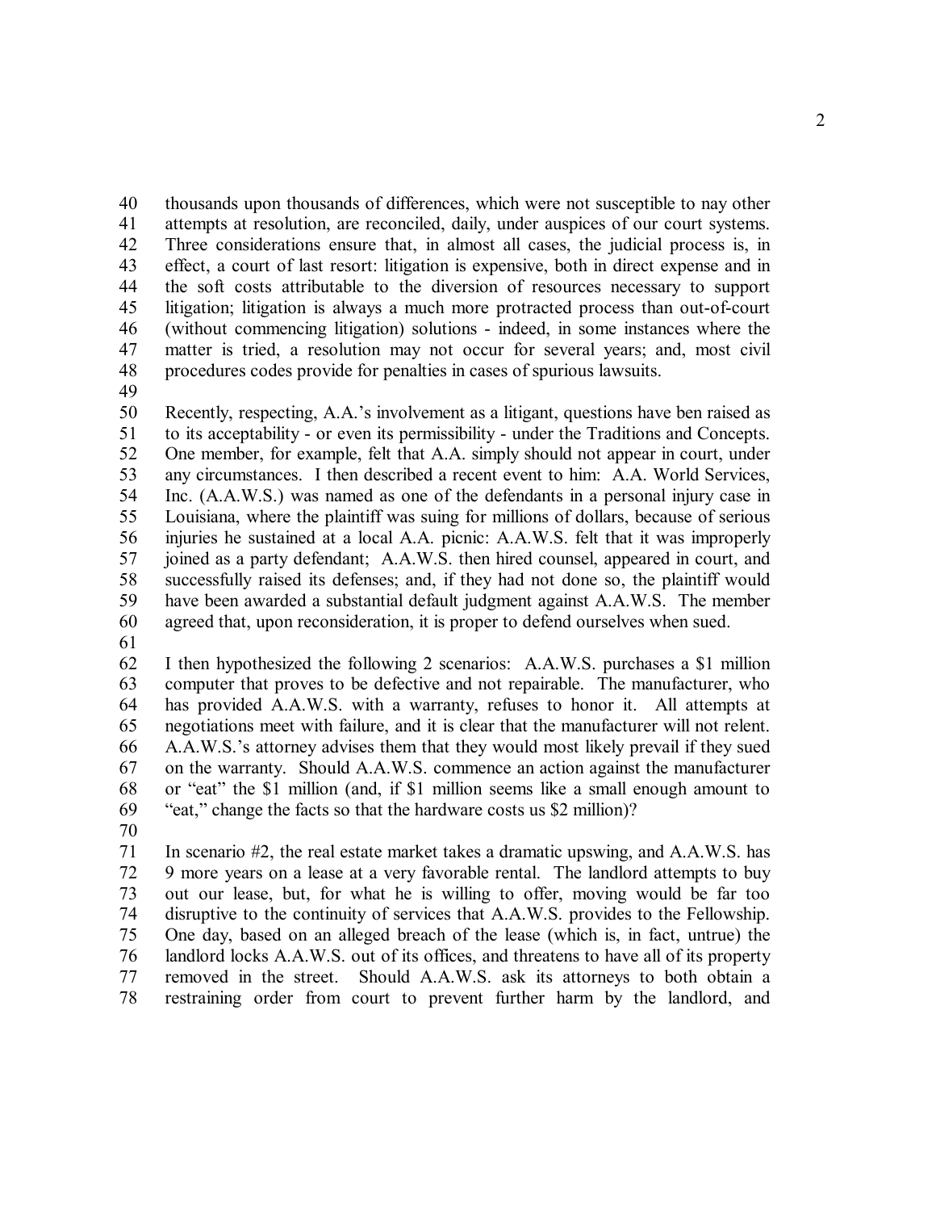thousands upon thousands of differences, which were not susceptible to nay other attempts at resolution, are reconciled, daily, under auspices of our court systems. Three considerations ensure that, in almost all cases, the judicial process is, in effect, a court of last resort: litigation is expensive, both in direct expense and in the soft costs attributable to the diversion of resources necessary to support litigation; litigation is always a much more protracted process than out-of-court (without commencing litigation) solutions - indeed, in some instances where the matter is tried, a resolution may not occur for several years; and, most civil procedures codes provide for penalties in cases of spurious lawsuits.

Recently, respecting, A.A.'s involvement as a litigant, questions have ben raised as to its acceptability - or even its permissibility - under the Traditions and Concepts. One member, for example, felt that A.A. simply should not appear in court, under any circumstances. I then described a recent event to him: A.A. World Services, Inc. (A.A.W.S.) was named as one of the defendants in a personal injury case in Louisiana, where the plaintiff was suing for millions of dollars, because of serious injuries he sustained at a local A.A. picnic: A.A.W.S. felt that it was improperly joined as a party defendant; A.A.W.S. then hired counsel, appeared in court, and successfully raised its defenses; and, if they had not done so, the plaintiff would have been awarded a substantial default judgment against A.A.W.S. The member agreed that, upon reconsideration, it is proper to defend ourselves when sued.

I then hypothesized the following 2 scenarios: A.A.W.S. purchases a $1 million computer that proves to be defective and not repairable. The manufacturer, who has provided A.A.W.S. with a warranty, refuses to honor it. All attempts at negotiations meet with failure, and it is clear that the manufacturer will not relent. A.A.W.S.'s attorney advises them that they would most likely prevail if they sued on the warranty. Should A.A.W.S. commence an action against the manufacturer or "eat" the $1 million (and, if $1 million seems like a small enough amount to "eat," change the facts so that the hardware costs us $2 million)?

In scenario #2, the real estate market takes a dramatic upswing, and A.A.W.S. has 9 more years on a lease at a very favorable rental. The landlord attempts to buy out our lease, but, for what he is willing to offer, moving would be far too disruptive to the continuity of services that A.A.W.S. provides to the Fellowship. One day, based on an alleged breach of the lease (which is, in fact, untrue) the landlord locks A.A.W.S. out of its offices, and threatens to have all of its property removed in the street. Should A.A.W.S. ask its attorneys to both obtain a restraining order from court to prevent further harm by the landlord, and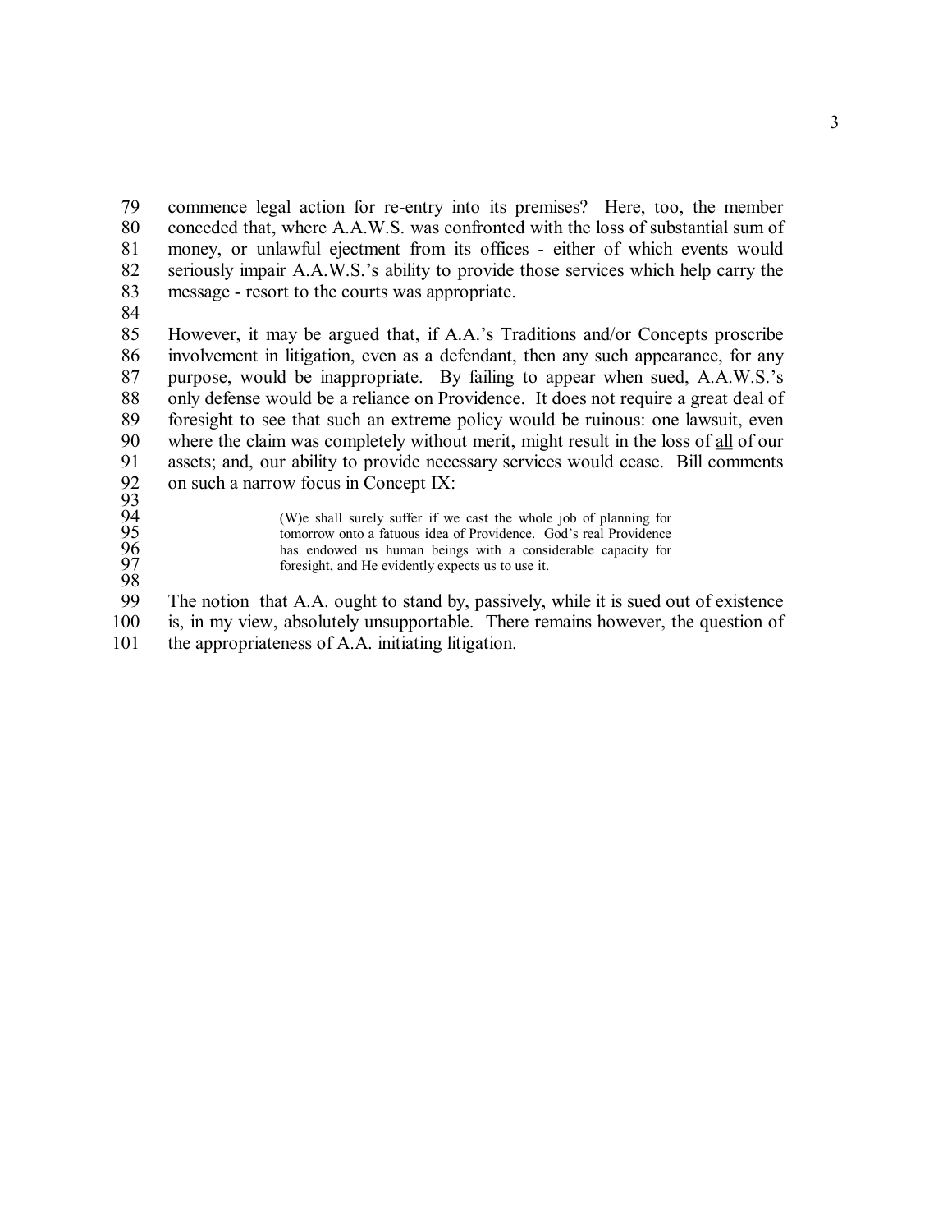commence legal action for re-entry into its premises? Here, too, the member conceded that, where A.A.W.S. was confronted with the loss of substantial sum of money, or unlawful ejectment from its offices - either of which events would seriously impair A.A.W.S.'s ability to provide those services which help carry the message - resort to the courts was appropriate.

However, it may be argued that, if A.A.'s Traditions and/or Concepts proscribe involvement in litigation, even as a defendant, then any such appearance, for any purpose, would be inappropriate. By failing to appear when sued, A.A.W.S.'s only defense would be a reliance on Providence. It does not require a great deal of foresight to see that such an extreme policy would be ruinous: one lawsuit, even where the claim was completely without merit, might result in the loss of <u>all</u> of our assets; and, our ability to provide necessary services would cease. Bill comments on such a narrow focus in Concept IX:

> (W)e shall surely suffer if we cast the whole job of planning for tomorrow onto a fatuous idea of Providence. God's real Providence has endowed us human beings with a considerable capacity for foresight, and He evidently expects us to use it.

The notion that A.A. ought to stand by, passively, while it is sued out of existence is, in my view, absolutely unsupportable. There remains however, the question of the appropriateness of A.A. initiating litigation.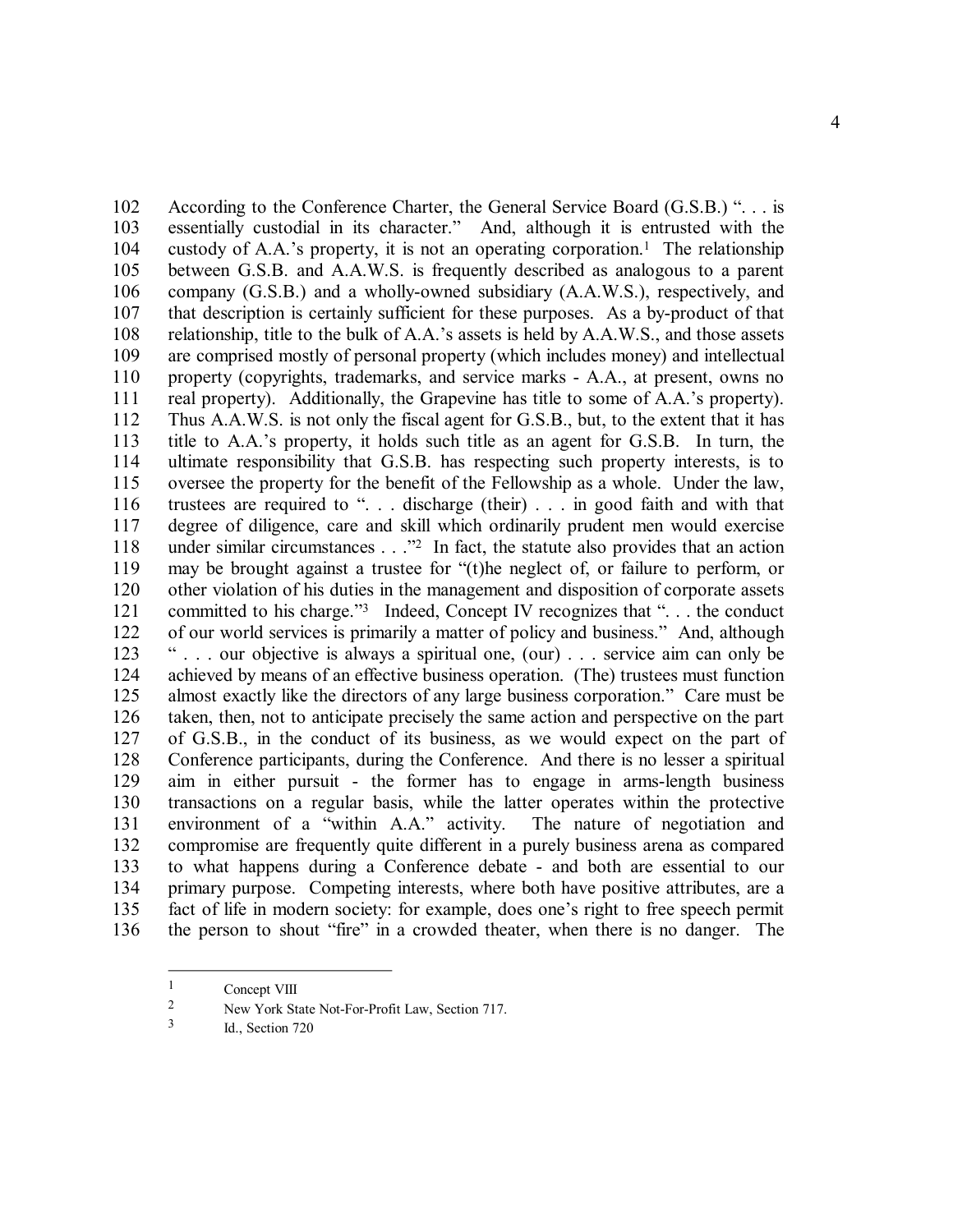According to the Conference Charter, the General Service Board (G.S.B.) ". . . is essentially custodial in its character." And, although it is entrusted with the custody of A.A.'s property, it is not an operating corporation.[1] The relationship between G.S.B. and A.A.W.S. is frequently described as analogous to a parent company (G.S.B.) and a wholly-owned subsidiary (A.A.W.S.), respectively, and that description is certainly sufficient for these purposes. As a by-product of that relationship, title to the bulk of A.A.'s assets is held by A.A.W.S., and those assets are comprised mostly of personal property (which includes money) and intellectual property (copyrights, trademarks, and service marks - A.A., at present, owns no real property). Additionally, the Grapevine has title to some of A.A.'s property). Thus A.A.W.S. is not only the fiscal agent for G.S.B., but, to the extent that it has title to A.A.'s property, it holds such title as an agent for G.S.B. In turn, the ultimate responsibility that G.S.B. has respecting such property interests, is to oversee the property for the benefit of the Fellowship as a whole. Under the law, trustees are required to ". . . discharge (their) . . . in good faith and with that degree of diligence, care and skill which ordinarily prudent men would exercise under similar circumstances . . ."[2] In fact, the statute also provides that an action may be brought against a trustee for "(t)he neglect of, or failure to perform, or other violation of his duties in the management and disposition of corporate assets committed to his charge."[3] Indeed, Concept IV recognizes that ". . . the conduct of our world services is primarily a matter of policy and business." And, although " . . . our objective is always a spiritual one, (our) . . . service aim can only be achieved by means of an effective business operation. (The) trustees must function almost exactly like the directors of any large business corporation." Care must be taken, then, not to anticipate precisely the same action and perspective on the part of G.S.B., in the conduct of its business, as we would expect on the part of Conference participants, during the Conference. And there is no lesser a spiritual aim in either pursuit - the former has to engage in arms-length business transactions on a regular basis, while the latter operates within the protective environment of a "within A.A." activity. The nature of negotiation and compromise are frequently quite different in a purely business arena as compared to what happens during a Conference debate - and both are essential to our primary purpose. Competing interests, where both have positive attributes, are a fact of life in modern society: for example, does one's right to free speech permit the person to shout "fire" in a crowded theater, when there is no danger. The

---

[1] Concept VIII

[2] New York State Not-For-Profit Law, Section 717.

[3] Id., Section 720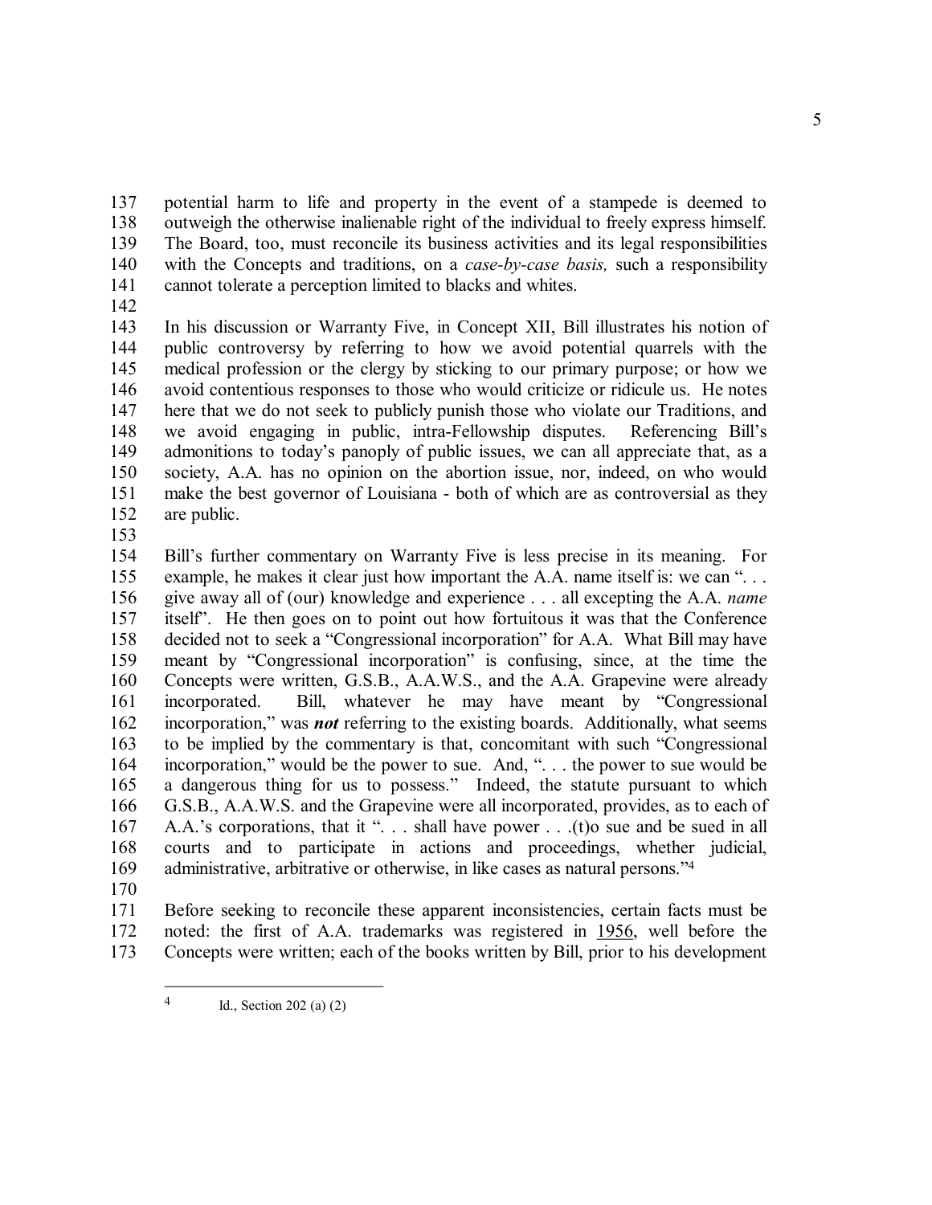potential harm to life and property in the event of a stampede is deemed to outweigh the otherwise inalienable right of the individual to freely express himself. The Board, too, must reconcile its business activities and its legal responsibilities with the Concepts and traditions, on a *case-by-case basis,* such a responsibility cannot tolerate a perception limited to blacks and whites.

In his discussion or Warranty Five, in Concept XII, Bill illustrates his notion of public controversy by referring to how we avoid potential quarrels with the medical profession or the clergy by sticking to our primary purpose; or how we avoid contentious responses to those who would criticize or ridicule us. He notes here that we do not seek to publicly punish those who violate our Traditions, and we avoid engaging in public, intra-Fellowship disputes. Referencing Bill's admonitions to today's panoply of public issues, we can all appreciate that, as a society, A.A. has no opinion on the abortion issue, nor, indeed, on who would make the best governor of Louisiana - both of which are as controversial as they are public.

Bill's further commentary on Warranty Five is less precise in its meaning. For example, he makes it clear just how important the A.A. name itself is: we can ". . . give away all of (our) knowledge and experience . . . all excepting the A.A. *name* itself". He then goes on to point out how fortuitous it was that the Conference decided not to seek a "Congressional incorporation" for A.A. What Bill may have meant by "Congressional incorporation" is confusing, since, at the time the Concepts were written, G.S.B., A.A.W.S., and the A.A. Grapevine were already incorporated. Bill, whatever he may have meant by "Congressional incorporation," was ***not*** referring to the existing boards. Additionally, what seems to be implied by the commentary is that, concomitant with such "Congressional incorporation," would be the power to sue. And, ". . . the power to sue would be a dangerous thing for us to possess." Indeed, the statute pursuant to which G.S.B., A.A.W.S. and the Grapevine were all incorporated, provides, as to each of A.A.'s corporations, that it ". . . shall have power . . .(t)o sue and be sued in all courts and to participate in actions and proceedings, whether judicial, administrative, arbitrative or otherwise, in like cases as natural persons."[4]

Before seeking to reconcile these apparent inconsistencies, certain facts must be noted: the first of A.A. trademarks was registered in 1956, well before the Concepts were written; each of the books written by Bill, prior to his development

---

[4] Id., Section 202 (a) (2)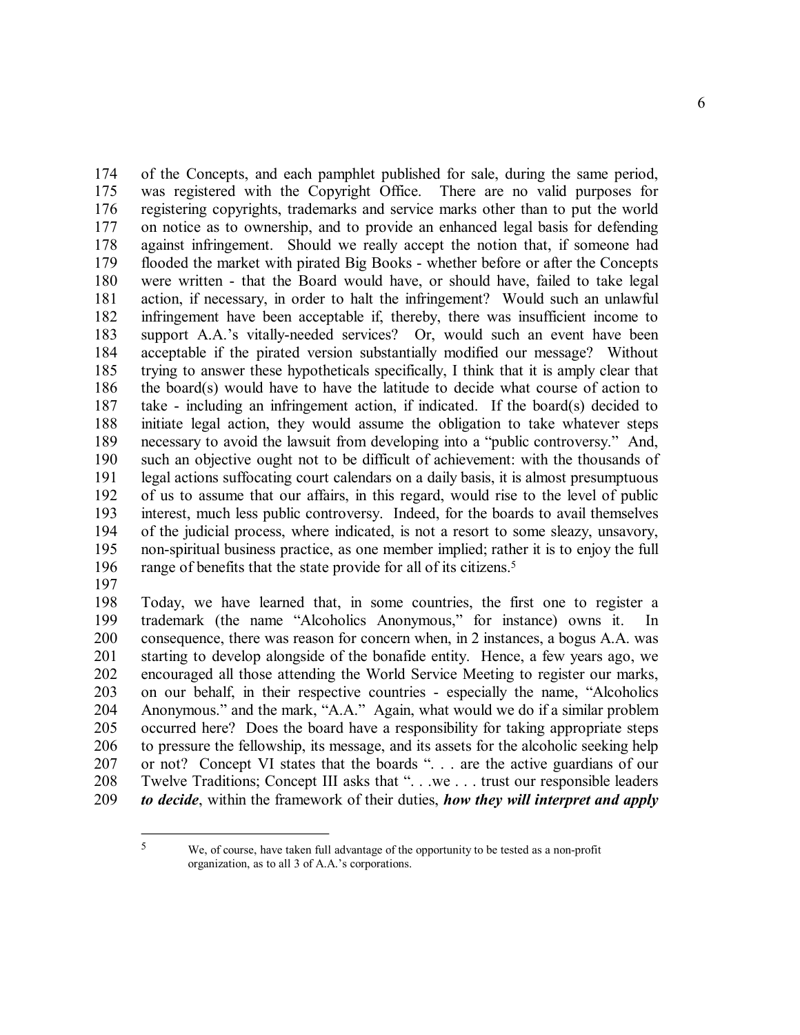of the Concepts, and each pamphlet published for sale, during the same period, was registered with the Copyright Office. There are no valid purposes for registering copyrights, trademarks and service marks other than to put the world on notice as to ownership, and to provide an enhanced legal basis for defending against infringement. Should we really accept the notion that, if someone had flooded the market with pirated Big Books - whether before or after the Concepts were written - that the Board would have, or should have, failed to take legal action, if necessary, in order to halt the infringement? Would such an unlawful infringement have been acceptable if, thereby, there was insufficient income to support A.A.'s vitally-needed services? Or, would such an event have been acceptable if the pirated version substantially modified our message? Without trying to answer these hypotheticals specifically, I think that it is amply clear that the board(s) would have to have the latitude to decide what course of action to take - including an infringement action, if indicated. If the board(s) decided to initiate legal action, they would assume the obligation to take whatever steps necessary to avoid the lawsuit from developing into a "public controversy." And, such an objective ought not to be difficult of achievement: with the thousands of legal actions suffocating court calendars on a daily basis, it is almost presumptuous of us to assume that our affairs, in this regard, would rise to the level of public interest, much less public controversy. Indeed, for the boards to avail themselves of the judicial process, where indicated, is not a resort to some sleazy, unsavory, non-spiritual business practice, as one member implied; rather it is to enjoy the full range of benefits that the state provide for all of its citizens.[5]

Today, we have learned that, in some countries, the first one to register a trademark (the name "Alcoholics Anonymous," for instance) owns it. In consequence, there was reason for concern when, in 2 instances, a bogus A.A. was starting to develop alongside of the bonafide entity. Hence, a few years ago, we encouraged all those attending the World Service Meeting to register our marks, on our behalf, in their respective countries - especially the name, "Alcoholics Anonymous." and the mark, "A.A." Again, what would we do if a similar problem occurred here? Does the board have a responsibility for taking appropriate steps to pressure the fellowship, its message, and its assets for the alcoholic seeking help or not? Concept VI states that the boards ". . . are the active guardians of our Twelve Traditions; Concept III asks that ". . .we . . . trust our responsible leaders ***to decide***, within the framework of their duties, ***how they will interpret and apply***

[5] We, of course, have taken full advantage of the opportunity to be tested as a non-profit organization, as to all 3 of A.A.'s corporations.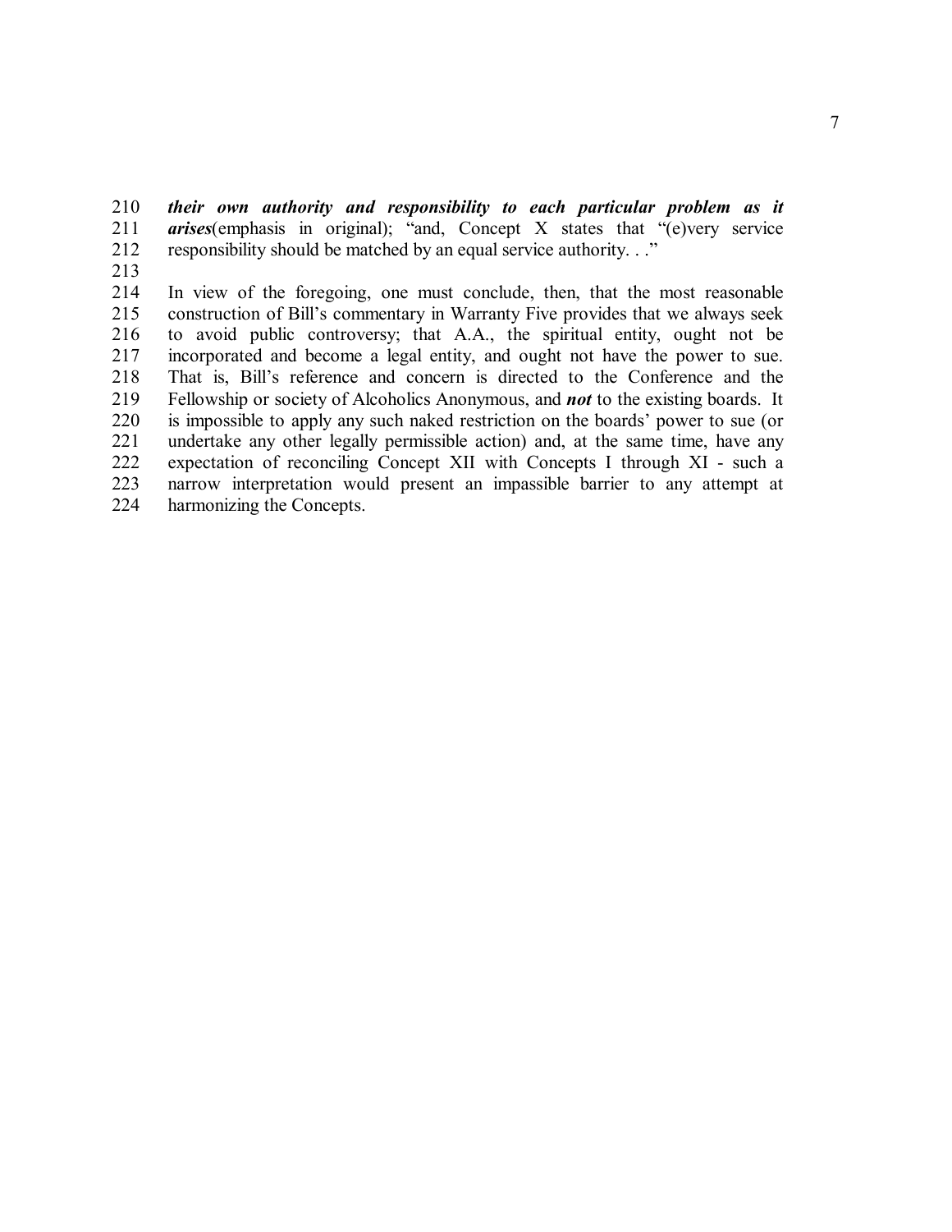***their own authority and responsibility to each particular problem as it arises***(emphasis in original); "and, Concept X states that "(e)very service responsibility should be matched by an equal service authority. . ."

In view of the foregoing, one must conclude, then, that the most reasonable construction of Bill's commentary in Warranty Five provides that we always seek to avoid public controversy; that A.A., the spiritual entity, ought not be incorporated and become a legal entity, and ought not have the power to sue. That is, Bill's reference and concern is directed to the Conference and the Fellowship or society of Alcoholics Anonymous, and ***not*** to the existing boards. It is impossible to apply any such naked restriction on the boards' power to sue (or undertake any other legally permissible action) and, at the same time, have any expectation of reconciling Concept XII with Concepts I through XI - such a narrow interpretation would present an impassible barrier to any attempt at harmonizing the Concepts.